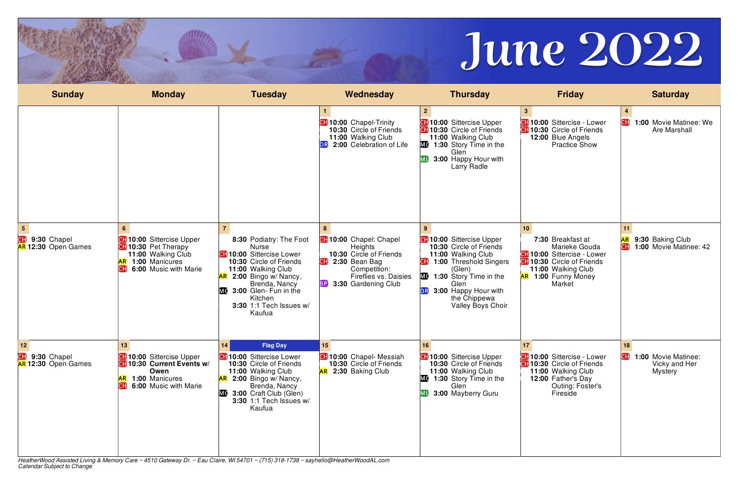# June 2022

| Sunday | Monday | Tuesday | Wednesday | Thursday | Friday | Saturday |
|---|---|---|---|---|---|---|
| | | | **1**<br>CH **10:00** Chapel-Trinity<br>**10:30** Circle of Friends<br>**11:00** Walking Club<br>DR **2:00** Celebration of Life | **2**<br>CH **10:00** Sittercise Upper<br>CH **10:30** Circle of Friends<br>**11:00** Walking Club<br>MG **1:30** Story Time in the Glen<br>ML **3:00** Happy Hour with Larry Radle | **3**<br>CH **10:00** Sittercise - Lower<br>CH **10:30** Circle of Friends<br>**12:00** Blue Angels Practice Show | **4**<br>CH **1:00** Movie Matinee: We Are Marshall |
| **5**<br>CH **9:30** Chapel<br>AR **12:30** Open Games | **6**<br>CH **10:00** Sittercise Upper<br>CH **10:30** Pet Therapy<br>**11:00** Walking Club<br>AR **1:00** Manicures<br>CH **6:00** Music with Marie | **7**<br>**8:30** Podiatry: The Foot Nurse<br>CH **10:00** Sittercise Lower<br>**10:30** Circle of Friends<br>**11:00** Walking Club<br>AR **2:00** Bingo w/ Nancy, Brenda, Nancy<br>MG **3:00** Glen- Fun in the Kitchen<br>**3:30** 1:1 Tech Issues w/ Kaufua | **8**<br>CH **10:00** Chapel: Chapel Heights<br>CH **2:30** Bean Bag Competition: Fireflies vs. Daisies<br>BP **3:30** Gardening Club | **9**<br>CH **10:00** Sittercise Upper<br>**10:30** Circle of Friends<br>**11:00** Walking Club<br>CH **1:00** Threshold Singers (Glen)<br>MG **1:30** Story Time in the Glen<br>DR **3:00** Happy Hour with the Chippewa Valley Boys Choir | **10**<br>**7:30** Breakfast at Marieke Gouda<br>CH **10:00** Sittercise - Lower<br>CH **10:30** Circle of Friends<br>**11:00** Walking Club<br>AR **1:00** Funny Money Market | **11**<br>AR **9:30** Baking Club<br>CH **1:00** Movie Matinee: 42 |
| **12**<br>CH **9:30** Chapel<br>AR **12:30** Open Games | **13**<br>CH **10:00** Sittercise Upper<br>CH **10:30 Current Events w/ Owen**<br>AR **1:00** Manicures<br>CH **6:00** Music with Marie | **14** Flag Day<br>CH **10:00** Sittercise Lower<br>**10:30** Circle of Friends<br>**11:00** Walking Club<br>AR **2:00** Bingo w/ Nancy, Brenda, Nancy<br>MG **3:00** Craft Club (Glen)<br>**3:30** 1:1 Tech Issues w/ Kaufua | **15**<br>CH **10:00** Chapel- Messiah<br>**10:30** Circle of Friends<br>AR **2:30** Baking Club | **16**<br>CH **10:00** Sittercise Upper<br>**10:30** Circle of Friends<br>**11:00** Walking Club<br>MG **1:30** Story Time in the Glen<br>ML **3:00** Mayberry Guru | **17**<br>CH **10:00** Sittercise - Lower<br>CH **10:30** Circle of Friends<br>**11:00** Walking Club<br>**12:00** Father's Day Outing: Foster's Fireside | **18**<br>CH **1:00** Movie Matinee: Vicky and Her Mystery |

*HeatherWood Assisted Living & Memory Care ~ 4510 Gateway Dr. ~ Eau Claire, WI 54701 ~ (715) 318-1738 ~ sayhello@HeatherWoodAL.com*
*Calendar Subject to Change*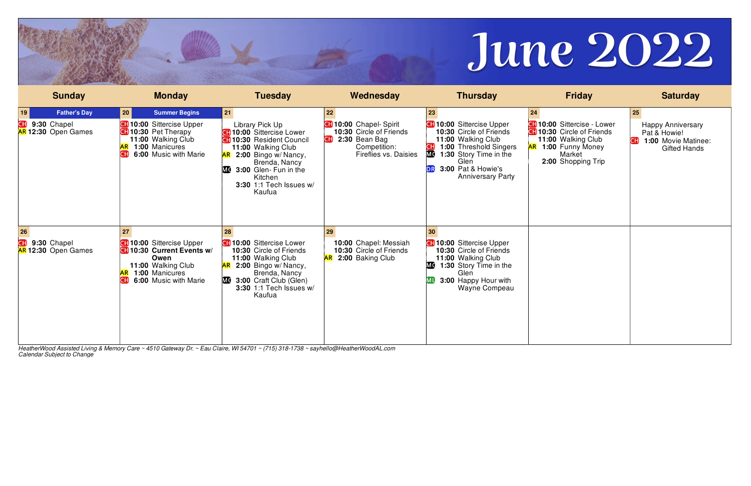# June 2022

| Sunday | Monday | Tuesday | Wednesday | Thursday | Friday | Saturday |
|---|---|---|---|---|---|---|
| **19** Father's Day<br>CH **9:30** Chapel<br>AR **12:30** Open Games | **20** Summer Begins<br>CH **10:00** Sittercise Upper<br>CH **10:30** Pet Therapy<br>**11:00** Walking Club<br>AR **1:00** Manicures<br>CH **6:00** Music with Marie | **21**<br>Library Pick Up<br>CH **10:00** Sittercise Lower<br>CH **10:30** Resident Council<br>**11:00** Walking Club<br>AR **2:00** Bingo w/ Nancy, Brenda, Nancy<br>MC **3:00** Glen- Fun in the Kitchen<br>**3:30** 1:1 Tech Issues w/ Kaufua | **22**<br>CH **10:00** Chapel- Spirit<br>**10:30** Circle of Friends<br>CH **2:30** Bean Bag Competition: Fireflies vs. Daisies | **23**<br>CH **10:00** Sittercise Upper<br>**10:30** Circle of Friends<br>**11:00** Walking Club<br>CH **1:00** Threshold Singers<br>MC **1:30** Story Time in the Glen<br>DR **3:00** Pat & Howie's Anniversary Party | **24**<br>CH **10:00** Sittercise - Lower<br>CH **10:30** Circle of Friends<br>**11:00** Walking Club<br>AR **1:00** Funny Money Market<br>**2:00** Shopping Trip | **25**<br>Happy Anniversary Pat & Howie!<br>CH **1:00** Movie Matinee: Gifted Hands |
| **26**<br>CH **9:30** Chapel<br>AR **12:30** Open Games | **27**<br>CH **10:00** Sittercise Upper<br>CH **10:30 Current Events w/ Owen**<br>**11:00** Walking Club<br>AR **1:00** Manicures<br>CH **6:00** Music with Marie | **28**<br>CH **10:00** Sittercise Lower<br>**10:30** Circle of Friends<br>**11:00** Walking Club<br>AR **2:00** Bingo w/ Nancy, Brenda, Nancy<br>MC **3:00** Craft Club (Glen)<br>**3:30** 1:1 Tech Issues w/ Kaufua | **29**<br>**10:00** Chapel: Messiah<br>**10:30** Circle of Friends<br>AR **2:00** Baking Club | **30**<br>CH **10:00** Sittercise Upper<br>**10:30** Circle of Friends<br>**11:00** Walking Club<br>MC **1:30** Story Time in the Glen<br>ML **3:00** Happy Hour with Wayne Compeau | | |

*HeatherWood Assisted Living & Memory Care ~ 4510 Gateway Dr. ~ Eau Claire, WI 54701 ~ (715) 318-1738 ~ sayhello@HeatherWoodAL.com*
*Calendar Subject to Change*